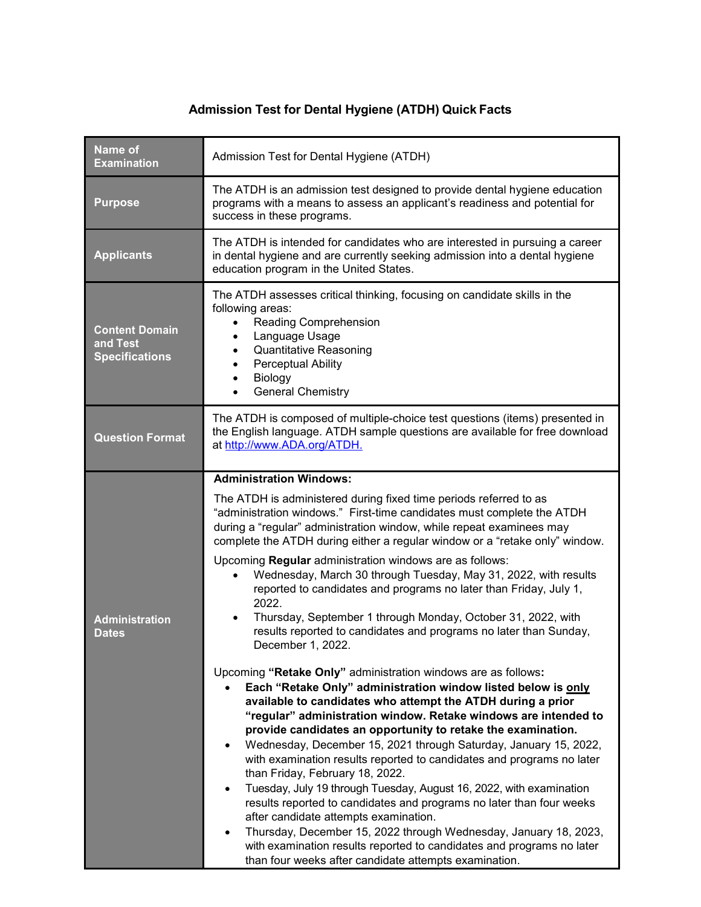# Admission Test for Dental Hygiene (ATDH) Quick Facts

| | |
|---|---|
| **Name of Examination** | Admission Test for Dental Hygiene (ATDH) |
| **Purpose** | The ATDH is an admission test designed to provide dental hygiene education programs with a means to assess an applicant's readiness and potential for success in these programs. |
| **Applicants** | The ATDH is intended for candidates who are interested in pursuing a career in dental hygiene and are currently seeking admission into a dental hygiene education program in the United States. |
| **Content Domain and Test Specifications** | The ATDH assesses critical thinking, focusing on candidate skills in the following areas:<br>• Reading Comprehension<br>• Language Usage<br>• Quantitative Reasoning<br>• Perceptual Ability<br>• Biology<br>• General Chemistry |
| **Question Format** | The ATDH is composed of multiple-choice test questions (items) presented in the English language. ATDH sample questions are available for free download at [http://www.ADA.org/ATDH.](http://www.ADA.org/ATDH) |
| **Administration Dates** | **Administration Windows:**<br><br>The ATDH is administered during fixed time periods referred to as "administration windows." First-time candidates must complete the ATDH during a "regular" administration window, while repeat examinees may complete the ATDH during either a regular window or a "retake only" window.<br><br>Upcoming **Regular** administration windows are as follows:<br>• Wednesday, March 30 through Tuesday, May 31, 2022, with results reported to candidates and programs no later than Friday, July 1, 2022.<br>• Thursday, September 1 through Monday, October 31, 2022, with results reported to candidates and programs no later than Sunday, December 1, 2022.<br><br>Upcoming **"Retake Only"** administration windows are as follows**:**<br>• **Each "Retake Only" administration window listed below is <u>only</u> available to candidates who attempt the ATDH during a prior "regular" administration window. Retake windows are intended to provide candidates an opportunity to retake the examination.**<br>• Wednesday, December 15, 2021 through Saturday, January 15, 2022, with examination results reported to candidates and programs no later than Friday, February 18, 2022.<br>• Tuesday, July 19 through Tuesday, August 16, 2022, with examination results reported to candidates and programs no later than four weeks after candidate attempts examination.<br>• Thursday, December 15, 2022 through Wednesday, January 18, 2023, with examination results reported to candidates and programs no later than four weeks after candidate attempts examination. |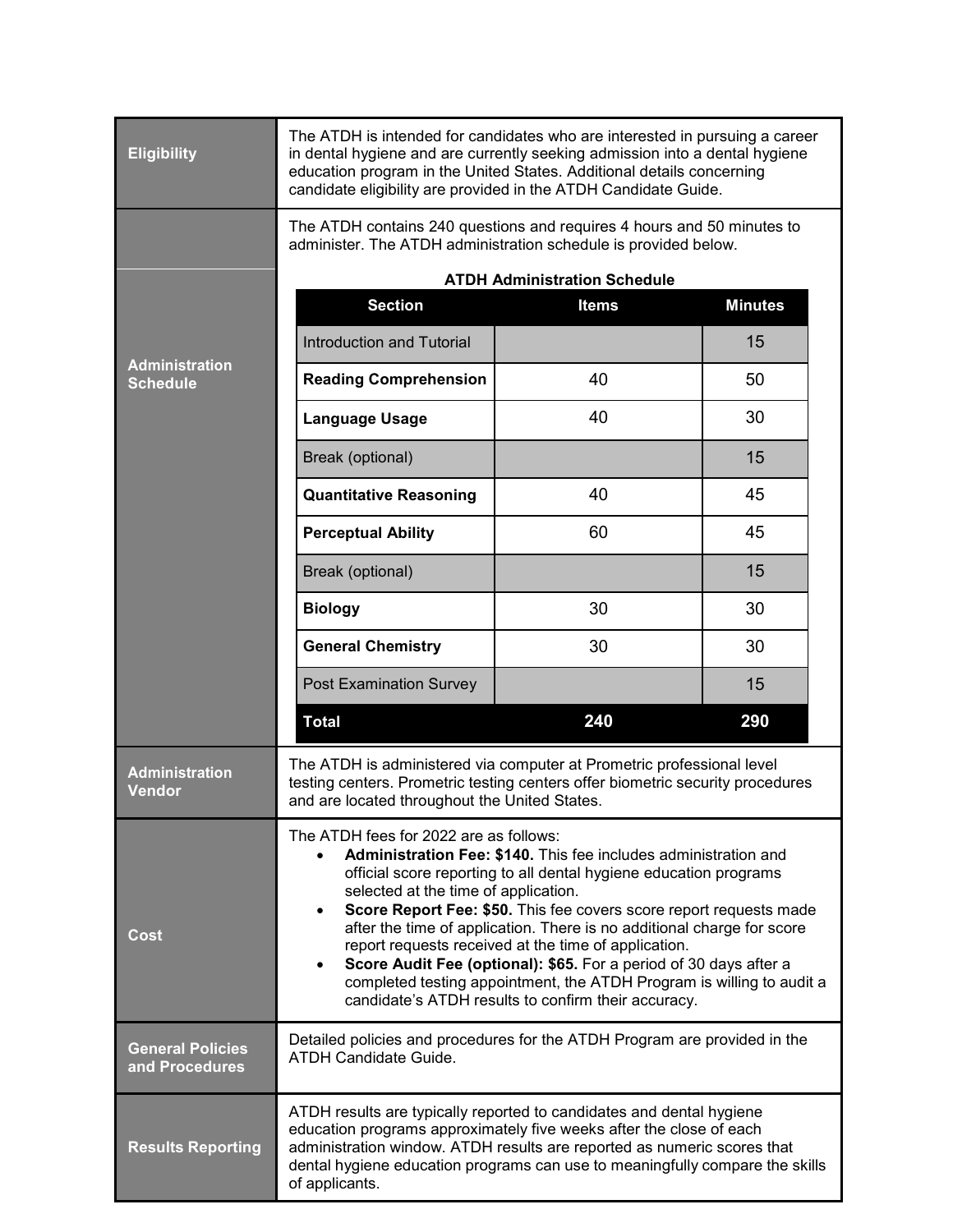| | |
|---|---|
| **Eligibility** | The ATDH is intended for candidates who are interested in pursuing a career in dental hygiene and are currently seeking admission into a dental hygiene education program in the United States. Additional details concerning candidate eligibility are provided in the ATDH Candidate Guide. |
| **Administration Schedule** | The ATDH contains 240 questions and requires 4 hours and 50 minutes to administer. The ATDH administration schedule is provided below. |

**ATDH Administration Schedule**

| Section | Items | Minutes |
|---|---|---|
| Introduction and Tutorial | | 15 |
| **Reading Comprehension** | 40 | 50 |
| **Language Usage** | 40 | 30 |
| Break (optional) | | 15 |
| **Quantitative Reasoning** | 40 | 45 |
| **Perceptual Ability** | 60 | 45 |
| Break (optional) | | 15 |
| **Biology** | 30 | 30 |
| **General Chemistry** | 30 | 30 |
| Post Examination Survey | | 15 |
| **Total** | **240** | **290** |

| | |
|---|---|
| **Administration Vendor** | The ATDH is administered via computer at Prometric professional level testing centers. Prometric testing centers offer biometric security procedures and are located throughout the United States. |
| **Cost** | The ATDH fees for 2022 are as follows: <br>• **Administration Fee: $140.** This fee includes administration and official score reporting to all dental hygiene education programs selected at the time of application. <br>• **Score Report Fee: $50.** This fee covers score report requests made after the time of application. There is no additional charge for score report requests received at the time of application. <br>• **Score Audit Fee (optional): $65.** For a period of 30 days after a completed testing appointment, the ATDH Program is willing to audit a candidate's ATDH results to confirm their accuracy. |
| **General Policies and Procedures** | Detailed policies and procedures for the ATDH Program are provided in the ATDH Candidate Guide. |
| **Results Reporting** | ATDH results are typically reported to candidates and dental hygiene education programs approximately five weeks after the close of each administration window. ATDH results are reported as numeric scores that dental hygiene education programs can use to meaningfully compare the skills of applicants. |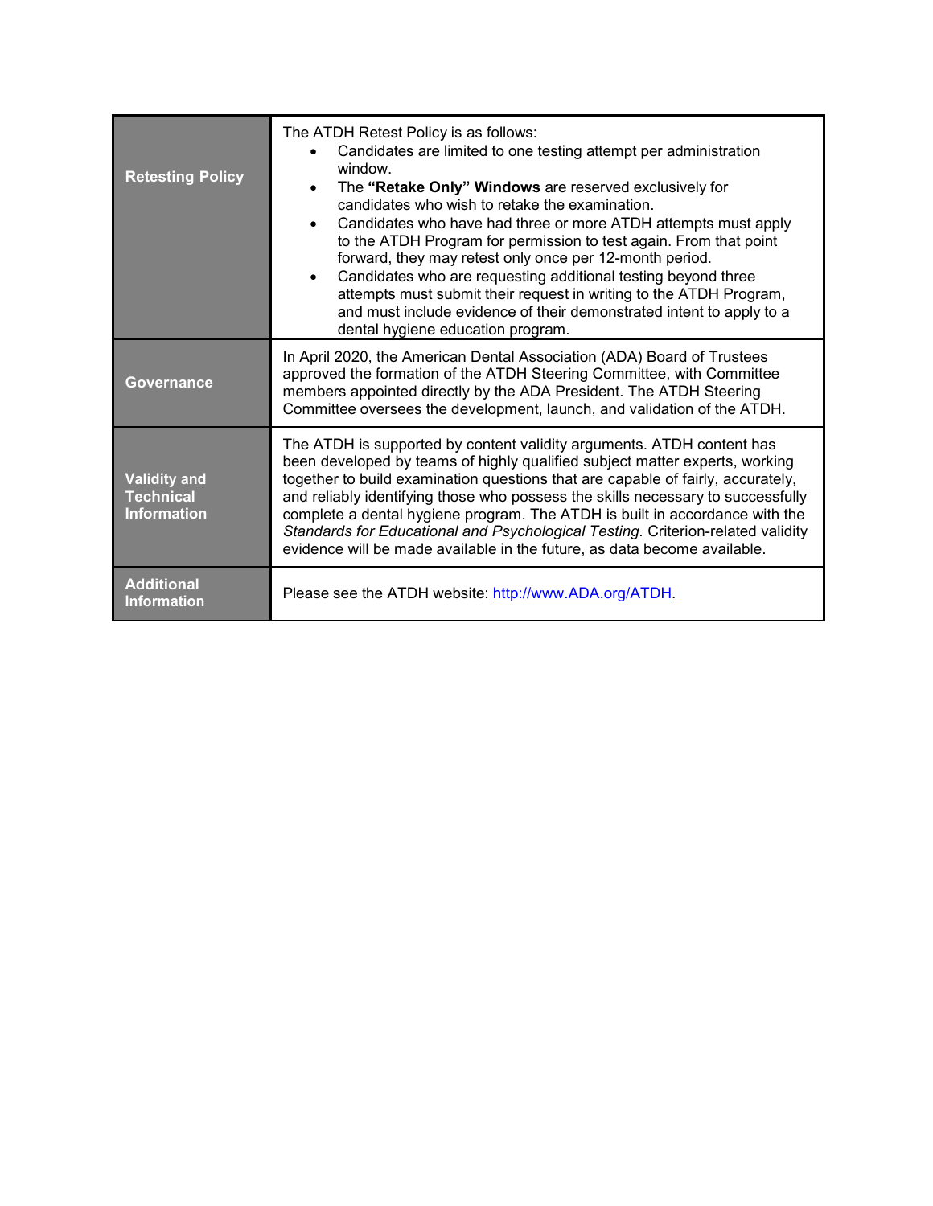| | |
|---|---|
| **Retesting Policy** | The ATDH Retest Policy is as follows:<br>• Candidates are limited to one testing attempt per administration window.<br>• The **"Retake Only" Windows** are reserved exclusively for candidates who wish to retake the examination.<br>• Candidates who have had three or more ATDH attempts must apply to the ATDH Program for permission to test again. From that point forward, they may retest only once per 12-month period.<br>• Candidates who are requesting additional testing beyond three attempts must submit their request in writing to the ATDH Program, and must include evidence of their demonstrated intent to apply to a dental hygiene education program. |
| **Governance** | In April 2020, the American Dental Association (ADA) Board of Trustees approved the formation of the ATDH Steering Committee, with Committee members appointed directly by the ADA President. The ATDH Steering Committee oversees the development, launch, and validation of the ATDH. |
| **Validity and Technical Information** | The ATDH is supported by content validity arguments. ATDH content has been developed by teams of highly qualified subject matter experts, working together to build examination questions that are capable of fairly, accurately, and reliably identifying those who possess the skills necessary to successfully complete a dental hygiene program. The ATDH is built in accordance with the *Standards for Educational and Psychological Testing.* Criterion-related validity evidence will be made available in the future, as data become available. |
| **Additional Information** | Please see the ATDH website: [http://www.ADA.org/ATDH](http://www.ADA.org/ATDH). |